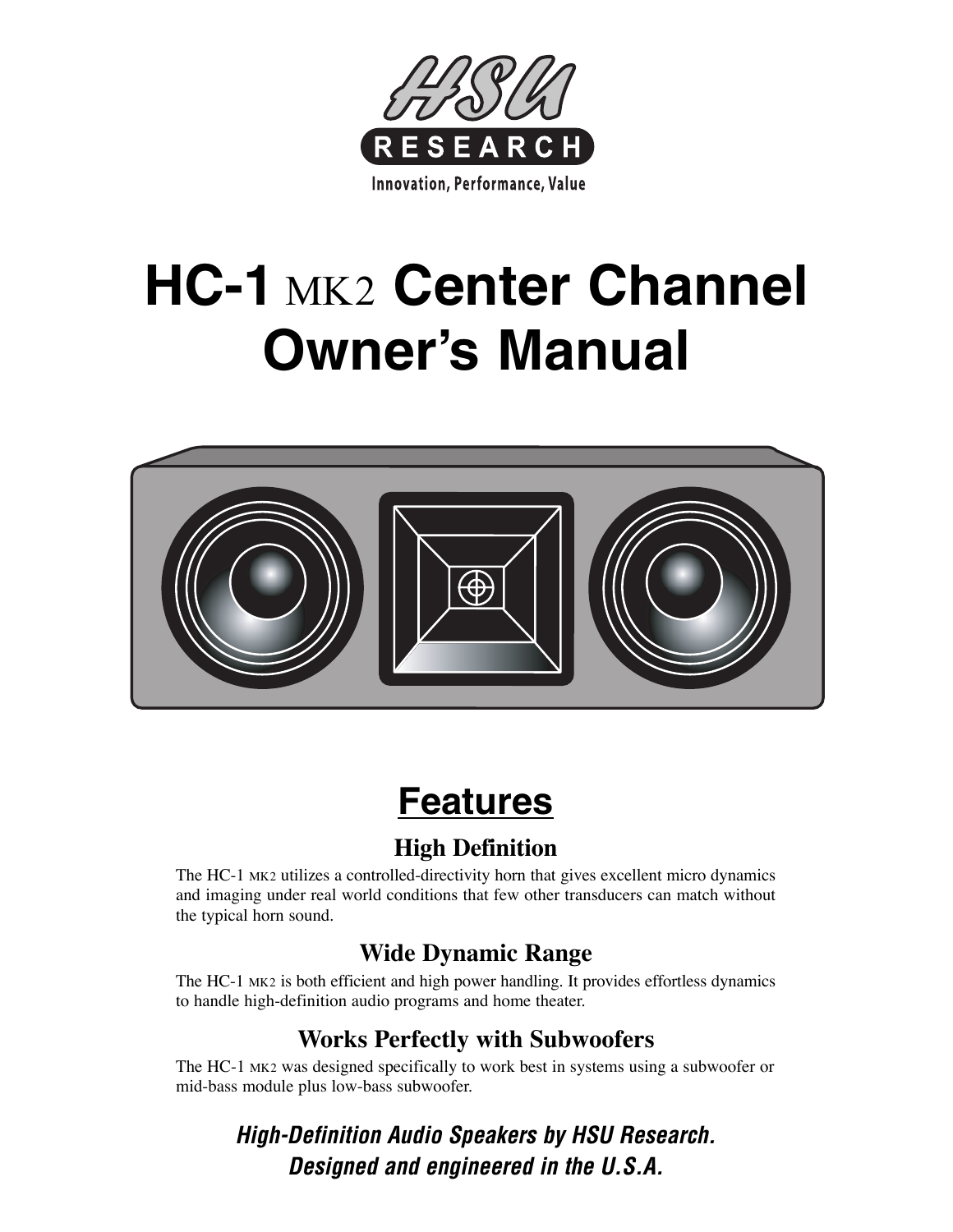HSU RESEARCH

Innovation, Performance, Value

# HC-1 MK2 Center Channel Owner's Manual

## Features

### High Definition

The HC-1 MK2 utilizes a controlled-directivity horn that gives excellent micro dynamics and imaging under real world conditions that few other transducers can match without the typical horn sound.

### Wide Dynamic Range

The HC-1 MK2 is both efficient and high power handling. It provides effortless dynamics to handle high-definition audio programs and home theater.

### Works Perfectly with Subwoofers

The HC-1 MK2 was designed specifically to work best in systems using a subwoofer or mid-bass module plus low-bass subwoofer.

***High-Definition Audio Speakers by HSU Research.***
***Designed and engineered in the U.S.A.***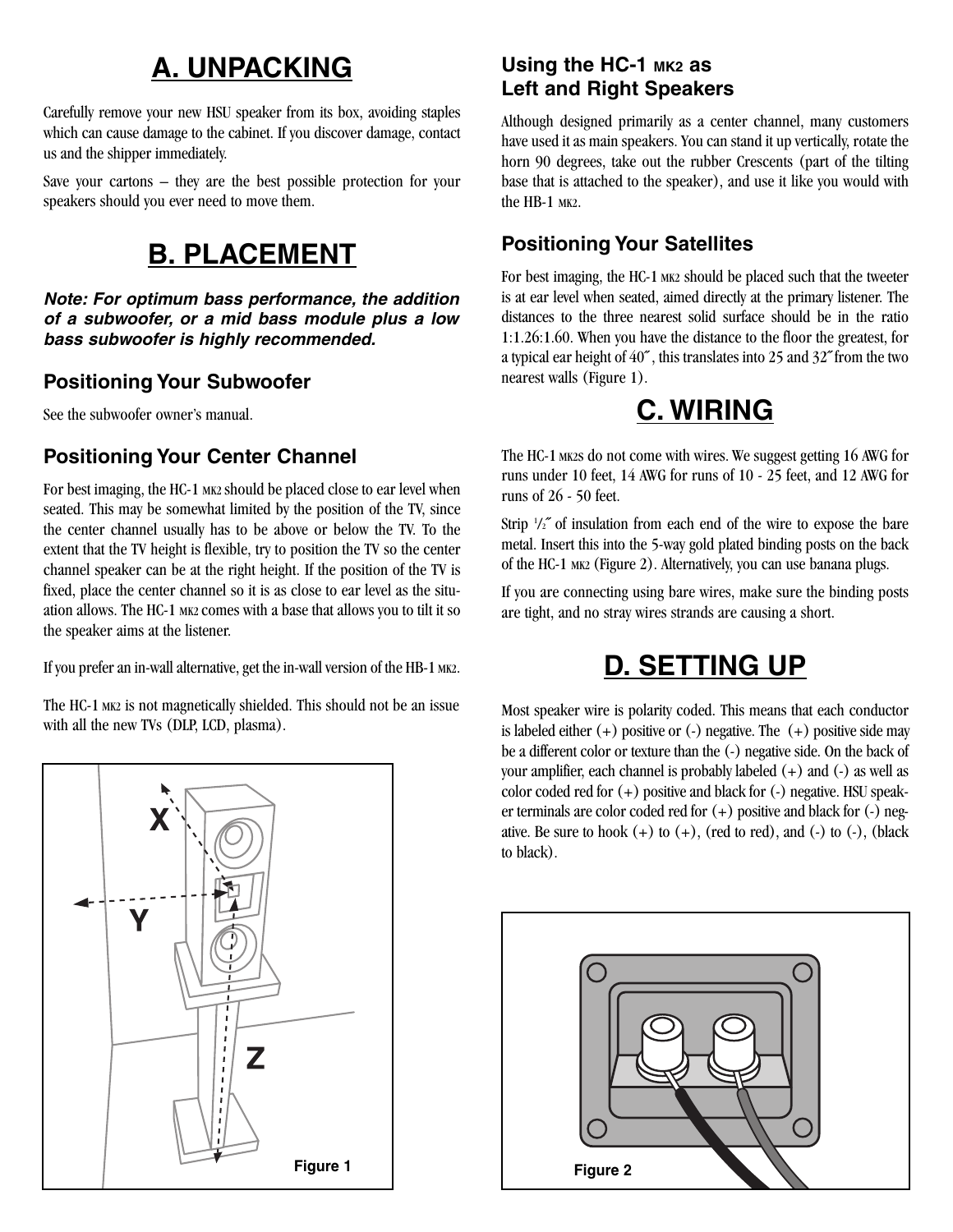# A. UNPACKING

Carefully remove your new HSU speaker from its box, avoiding staples which can cause damage to the cabinet. If you discover damage, contact us and the shipper immediately.

Save your cartons – they are the best possible protection for your speakers should you ever need to move them.

# B. PLACEMENT

***Note: For optimum bass performance, the addition of a subwoofer, or a mid bass module plus a low bass subwoofer is highly recommended.***

## Positioning Your Subwoofer

See the subwoofer owner's manual.

## Positioning Your Center Channel

For best imaging, the HC-1 MK2 should be placed close to ear level when seated. This may be somewhat limited by the position of the TV, since the center channel usually has to be above or below the TV. To the extent that the TV height is flexible, try to position the TV so the center channel speaker can be at the right height. If the position of the TV is fixed, place the center channel so it is as close to ear level as the situation allows. The HC-1 MK2 comes with a base that allows you to tilt it so the speaker aims at the listener.

If you prefer an in-wall alternative, get the in-wall version of the HB-1 MK2.

The HC-1 MK2 is not magnetically shielded. This should not be an issue with all the new TVs (DLP, LCD, plasma).

Figure 1

## Using the HC-1 MK2 as Left and Right Speakers

Although designed primarily as a center channel, many customers have used it as main speakers. You can stand it up vertically, rotate the horn 90 degrees, take out the rubber Crescents (part of the tilting base that is attached to the speaker), and use it like you would with the HB-1 MK2.

## Positioning Your Satellites

For best imaging, the HC-1 MK2 should be placed such that the tweeter is at ear level when seated, aimed directly at the primary listener. The distances to the three nearest solid surface should be in the ratio 1:1.26:1.60. When you have the distance to the floor the greatest, for a typical ear height of 40", this translates into 25 and 32" from the two nearest walls (Figure 1).

# C. WIRING

The HC-1 MK2s do not come with wires. We suggest getting 16 AWG for runs under 10 feet, 14 AWG for runs of 10 - 25 feet, and 12 AWG for runs of 26 - 50 feet.

Strip 1/2" of insulation from each end of the wire to expose the bare metal. Insert this into the 5-way gold plated binding posts on the back of the HC-1 MK2 (Figure 2). Alternatively, you can use banana plugs.

If you are connecting using bare wires, make sure the binding posts are tight, and no stray wires strands are causing a short.

# D. SETTING UP

Most speaker wire is polarity coded. This means that each conductor is labeled either (+) positive or (-) negative. The (+) positive side may be a different color or texture than the (-) negative side. On the back of your amplifier, each channel is probably labeled (+) and (-) as well as color coded red for (+) positive and black for (-) negative. HSU speaker terminals are color coded red for (+) positive and black for (-) negative. Be sure to hook (+) to (+), (red to red), and (-) to (-), (black to black).

Figure 2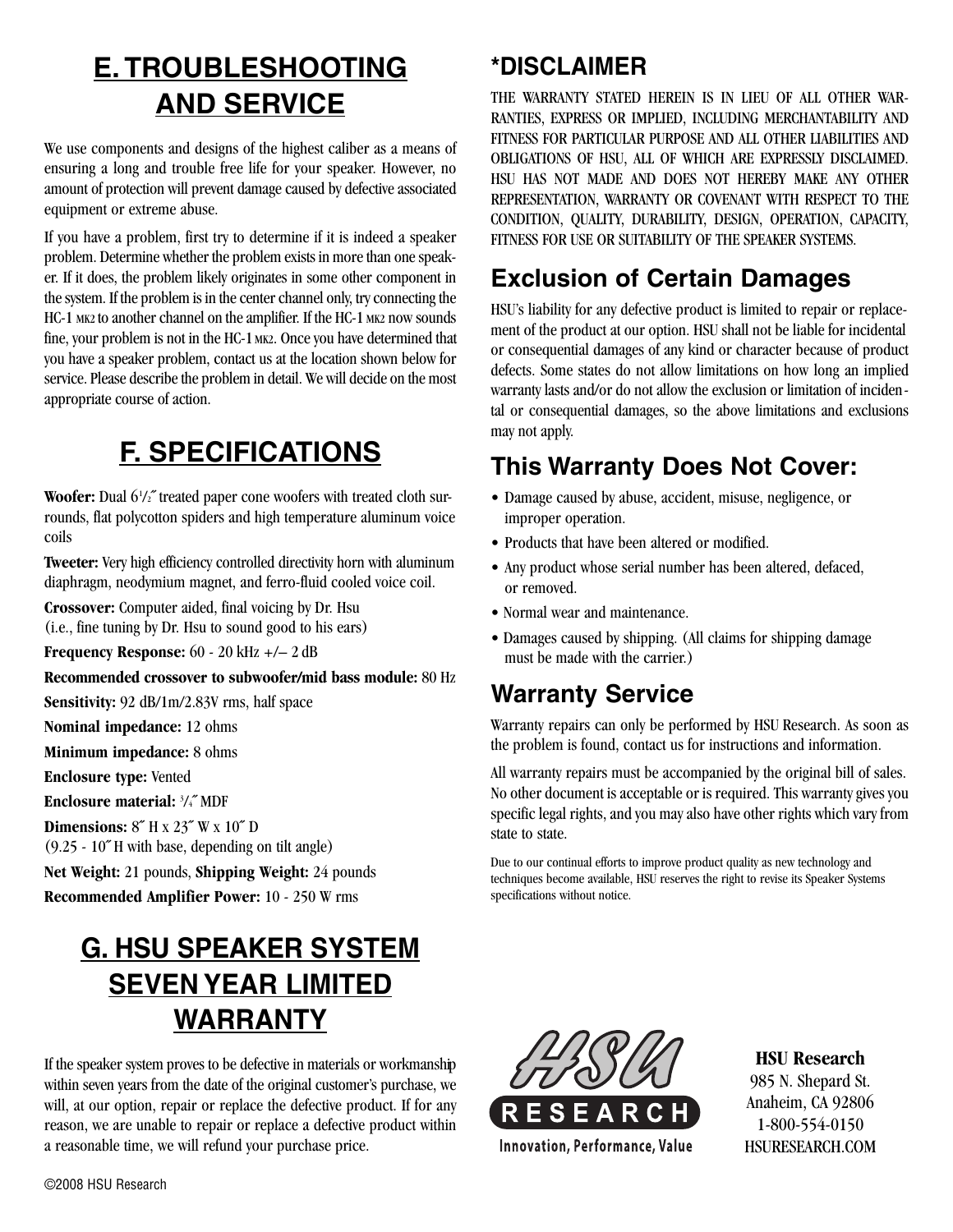# E. TROUBLESHOOTING AND SERVICE

We use components and designs of the highest caliber as a means of ensuring a long and trouble free life for your speaker. However, no amount of protection will prevent damage caused by defective associated equipment or extreme abuse.

If you have a problem, first try to determine if it is indeed a speaker problem. Determine whether the problem exists in more than one speaker. If it does, the problem likely originates in some other component in the system. If the problem is in the center channel only, try connecting the HC-1 MK2 to another channel on the amplifier. If the HC-1 MK2 now sounds fine, your problem is not in the HC-1 MK2. Once you have determined that you have a speaker problem, contact us at the location shown below for service. Please describe the problem in detail. We will decide on the most appropriate course of action.

# F. SPECIFICATIONS

**Woofer:** Dual 6½˝ treated paper cone woofers with treated cloth surrounds, flat polycotton spiders and high temperature aluminum voice coils

**Tweeter:** Very high efficiency controlled directivity horn with aluminum diaphragm, neodymium magnet, and ferro-fluid cooled voice coil.

**Crossover:** Computer aided, final voicing by Dr. Hsu (i.e., fine tuning by Dr. Hsu to sound good to his ears)

**Frequency Response:** 60 - 20 kHz +/– 2 dB

**Recommended crossover to subwoofer/mid bass module:** 80 Hz

**Sensitivity:** 92 dB/1m/2.83V rms, half space

**Nominal impedance:** 12 ohms

**Minimum impedance:** 8 ohms

**Enclosure type:** Vented

**Enclosure material:** ¾˝ MDF

**Dimensions:** 8˝ H x 23˝ W x 10˝ D (9.25 - 10˝ H with base, depending on tilt angle)

**Net Weight:** 21 pounds, **Shipping Weight:** 24 pounds

**Recommended Amplifier Power:** 10 - 250 W rms

# G. HSU SPEAKER SYSTEM SEVEN YEAR LIMITED WARRANTY

If the speaker system proves to be defective in materials or workmanship within seven years from the date of the original customer's purchase, we will, at our option, repair or replace the defective product. If for any reason, we are unable to repair or replace a defective product within a reasonable time, we will refund your purchase price.

## *DISCLAIMER

THE WARRANTY STATED HEREIN IS IN LIEU OF ALL OTHER WARRANTIES, EXPRESS OR IMPLIED, INCLUDING MERCHANTABILITY AND FITNESS FOR PARTICULAR PURPOSE AND ALL OTHER LIABILITIES AND OBLIGATIONS OF HSU, ALL OF WHICH ARE EXPRESSLY DISCLAIMED. HSU HAS NOT MADE AND DOES NOT HEREBY MAKE ANY OTHER REPRESENTATION, WARRANTY OR COVENANT WITH RESPECT TO THE CONDITION, QUALITY, DURABILITY, DESIGN, OPERATION, CAPACITY, FITNESS FOR USE OR SUITABILITY OF THE SPEAKER SYSTEMS.

## Exclusion of Certain Damages

HSU's liability for any defective product is limited to repair or replacement of the product at our option. HSU shall not be liable for incidental or consequential damages of any kind or character because of product defects. Some states do not allow limitations on how long an implied warranty lasts and/or do not allow the exclusion or limitation of incidental or consequential damages, so the above limitations and exclusions may not apply.

## This Warranty Does Not Cover:

- Damage caused by abuse, accident, misuse, negligence, or improper operation.
- Products that have been altered or modified.
- Any product whose serial number has been altered, defaced, or removed.
- Normal wear and maintenance.
- Damages caused by shipping. (All claims for shipping damage must be made with the carrier.)

## Warranty Service

Warranty repairs can only be performed by HSU Research. As soon as the problem is found, contact us for instructions and information.

All warranty repairs must be accompanied by the original bill of sales. No other document is acceptable or is required. This warranty gives you specific legal rights, and you may also have other rights which vary from state to state.

Due to our continual efforts to improve product quality as new technology and techniques become available, HSU reserves the right to revise its Speaker Systems specifications without notice.

HSU RESEARCH
Innovation, Performance, Value

**HSU Research**
985 N. Shepard St.
Anaheim, CA 92806
1-800-554-0150
HSURESEARCH.COM

©2008 HSU Research